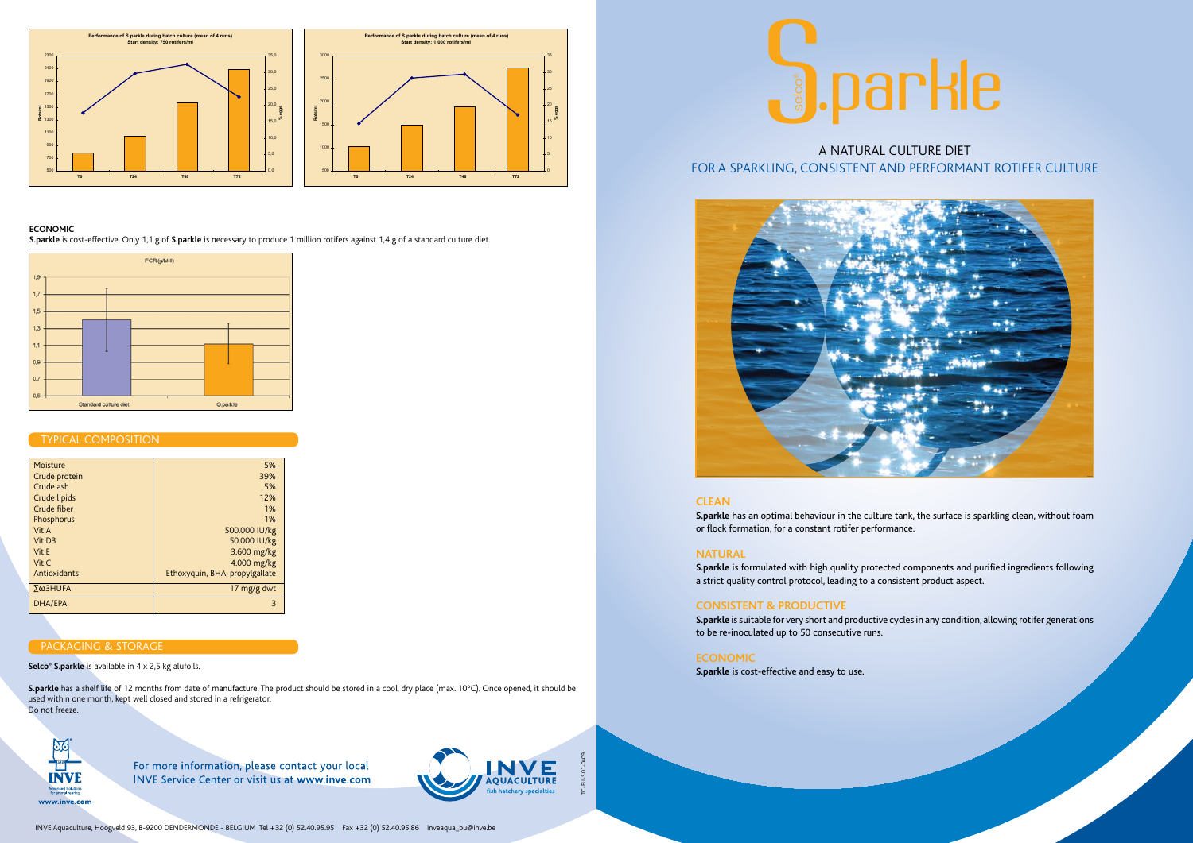# S.parkle

## A NATURAL CULTURE DIET FOR A SPARKLING, CONSISTENT AND PERFORMANT ROTIFER CULTURE

### CLEAN

**S.parkle** has an optimal behaviour in the culture tank, the surface is sparkling clean, without foam or flock formation, for a constant rotifer performance.

### NATURAL

**S.parkle** is formulated with high quality protected components and purified ingredients following a strict quality control protocol, leading to a consistent product aspect.

### CONSISTENT & PRODUCTIVE

**S.parkle** is suitable for very short and productive cycles in any condition, allowing rotifer generations to be re-inoculated up to 50 consecutive runs.

### ECONOMIC

**S.parkle** is cost-effective and easy to use.

Performance of S.parkle during batch culture (mean of 4 runs)
Start density: 750 rotifers/ml

Performance of S.parkle during batch culture (mean of 4 runs)
Start density: 1.000 rotifers/ml

### ECONOMIC

**S.parkle** is cost-effective. Only 1,1 g of **S.parkle** is necessary to produce 1 million rotifers against 1,4 g of a standard culture diet.

FCR (g/Mil)

### TYPICAL COMPOSITION

| | |
|---|---|
| Moisture | 5% |
| Crude protein | 39% |
| Crude ash | 5% |
| Crude lipids | 12% |
| Crude fiber | 1% |
| Phosphorus | 1% |
| Vit.A | 500.000 IU/kg |
| Vit.D3 | 50.000 IU/kg |
| Vit.E | 3.600 mg/kg |
| Vit.C | 4.000 mg/kg |
| Antioxidants | Ethoxyquin, BHA, propylgallate |
| Σω3HUFA | 17 mg/g dwt |
| DHA/EPA | 3 |

### PACKAGING & STORAGE

**Selco® S.parkle** is available in 4 x 2,5 kg alufoils.

**S.parkle** has a shelf life of 12 months from date of manufacture. The product should be stored in a cool, dry place (max. 10°C). Once opened, it should be used within one month, kept well closed and stored in a refrigerator.
Do not freeze.

For more information, please contact your local INVE Service Center or visit us at www.inve.com

INVE Aquaculture, Hoogveld 93, B-9200 DENDERMONDE - BELGIUM Tel +32 (0) 52.40.95.95 Fax +32 (0) 52.40.95.86 inveaqua_bu@inve.be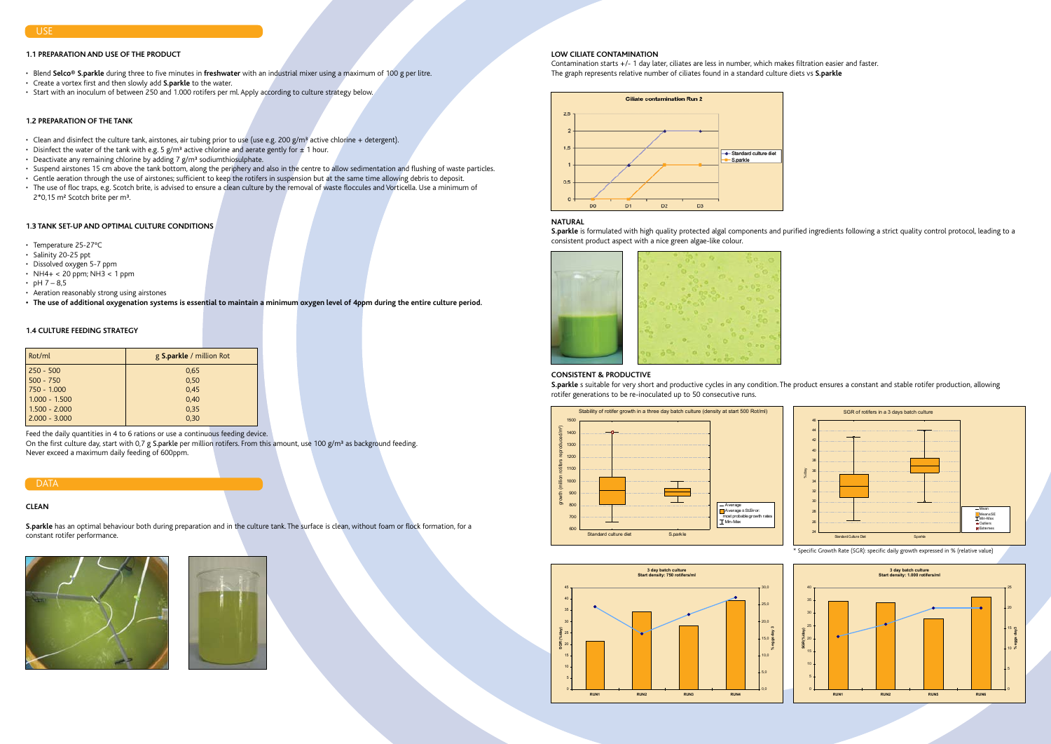## USE

### 1.1 PREPARATION AND USE OF THE PRODUCT

- Blend **Selco® S.parkle** during three to five minutes in **freshwater** with an industrial mixer using a maximum of 100 g per litre.
- Create a vortex first and then slowly add **S.parkle** to the water.
- Start with an inoculum of between 250 and 1.000 rotifers per ml. Apply according to culture strategy below.

### 1.2 PREPARATION OF THE TANK

- Clean and disinfect the culture tank, airstones, air tubing prior to use (use e.g. 200 g/m³ active chlorine + detergent).
- Disinfect the water of the tank with e.g. 5 g/m³ active chlorine and aerate gently for ± 1 hour.
- Deactivate any remaining chlorine by adding 7 g/m³ sodiumthiosulphate.
- Suspend airstones 15 cm above the tank bottom, along the periphery and also in the centre to allow sedimentation and flushing of waste particles.
- Gentle aeration through the use of airstones; sufficient to keep the rotifers in suspension but at the same time allowing debris to deposit.
- The use of floc traps, e.g. Scotch brite, is advised to ensure a clean culture by the removal of waste floccules and Vorticella. Use a minimum of 2*0,15 m² Scotch brite per m³.

### 1.3 TANK SET-UP AND OPTIMAL CULTURE CONDITIONS

- Temperature 25-27°C
- Salinity 20-25 ppt
- Dissolved oxygen 5-7 ppm
- $NH_4^+$ < 20 ppm; $NH_3$ < 1 ppm
- pH 7 – 8,5
- Aeration reasonably strong using airstones
- **The use of additional oxygenation systems is essential to maintain a minimum oxygen level of 4ppm during the entire culture period.**

### 1.4 CULTURE FEEDING STRATEGY

| Rot/ml | g **S.parkle** / million Rot |
|---|---|
| 250 - 500 | 0,65 |
| 500 - 750 | 0,50 |
| 750 - 1.000 | 0,45 |
| 1.000 - 1.500 | 0,40 |
| 1.500 - 2.000 | 0,35 |
| 2.000 - 3.000 | 0,30 |

Feed the daily quantities in 4 to 6 rations or use a continuous feeding device.
On the first culture day, start with 0,7 g S.parkle per million rotifers. From this amount, use 100 g/m³ as background feeding.
Never exceed a maximum daily feeding of 600ppm.

## DATA

### CLEAN

**S.parkle** has an optimal behaviour both during preparation and in the culture tank. The surface is clean, without foam or flock formation, for a constant rotifer performance.

### LOW CILIATE CONTAMINATION

Contamination starts +/- 1 day later, ciliates are less in number, which makes filtration easier and faster.
The graph represents relative number of ciliates found in a standard culture diets vs **S.parkle**

Ciliate contamination Run 2
Standard culture diet
S.parkle
D0 D1 D2 D3

### NATURAL

**S.parkle** is formulated with high quality protected algal components and purified ingredients following a strict quality control protocol, leading to a consistent product aspect with a nice green algae-like colour.

### CONSISTENT & PRODUCTIVE

**S.parkle** s suitable for very short and productive cycles in any condition. The product ensures a constant and stable rotifer production, allowing rotifer generations to be re-inoculated up to 50 consecutive runs.

Stability of rotifer growth in a three day batch culture (density at start 500 Rot/ml)
growth (million rotifers reproduced/m³)
Standard culture diet
S.parkle
Average
Average ± StError: most probable growth rates
Min-Max

SGR of rotifers in a 3 days batch culture
%/day
Standard Culture Diet
Sparkle
Mean
Mean±SE
Min-Max
Outliers
Extremes

* Specific Growth Rate (SGR): specific daily growth expressed in % (relative value)

3 day batch culture
Start density: 750 rotifers/ml
SGR (%/day)
% eggs day 3
RUN1 RUN2 RUN3 RUN4

3 day batch culture
Start density: 1.000 rotifers/ml
SGR (%/day)
% eggs day3
RUN1 RUN2 RUN5 RUN6